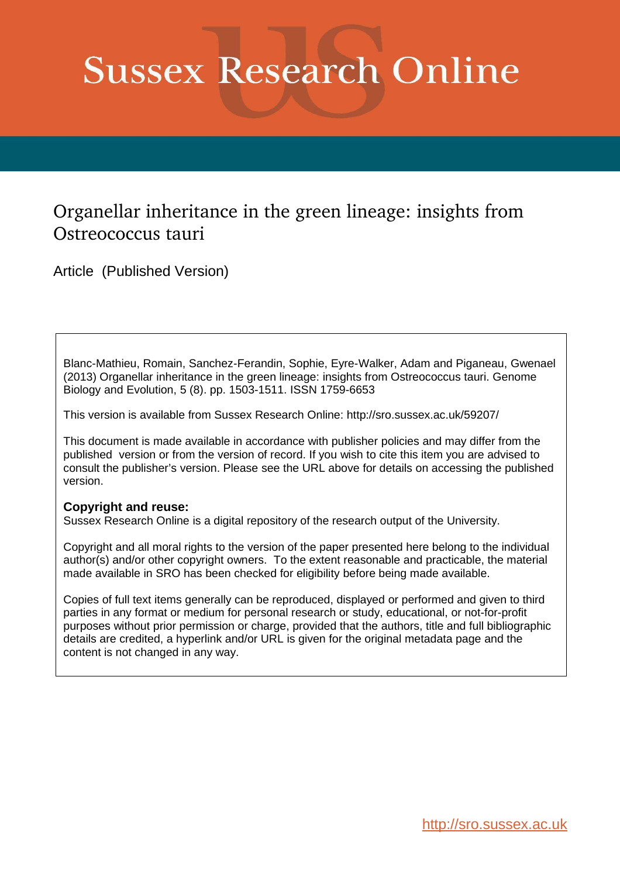# Sussex Research Online

## Organellar inheritance in the green lineage: insights from Ostreococcus tauri

Article (Published Version)

Blanc-Mathieu, Romain, Sanchez-Ferandin, Sophie, Eyre-Walker, Adam and Piganeau, Gwenael (2013) Organellar inheritance in the green lineage: insights from Ostreococcus tauri. Genome Biology and Evolution, 5 (8). pp. 1503-1511. ISSN 1759-6653

This version is available from Sussex Research Online: http://sro.sussex.ac.uk/59207/

This document is made available in accordance with publisher policies and may differ from the published version or from the version of record. If you wish to cite this item you are advised to consult the publisher's version. Please see the URL above for details on accessing the published version.

**Copyright and reuse:**
Sussex Research Online is a digital repository of the research output of the University.

Copyright and all moral rights to the version of the paper presented here belong to the individual author(s) and/or other copyright owners. To the extent reasonable and practicable, the material made available in SRO has been checked for eligibility before being made available.

Copies of full text items generally can be reproduced, displayed or performed and given to third parties in any format or medium for personal research or study, educational, or not-for-profit purposes without prior permission or charge, provided that the authors, title and full bibliographic details are credited, a hyperlink and/or URL is given for the original metadata page and the content is not changed in any way.

http://sro.sussex.ac.uk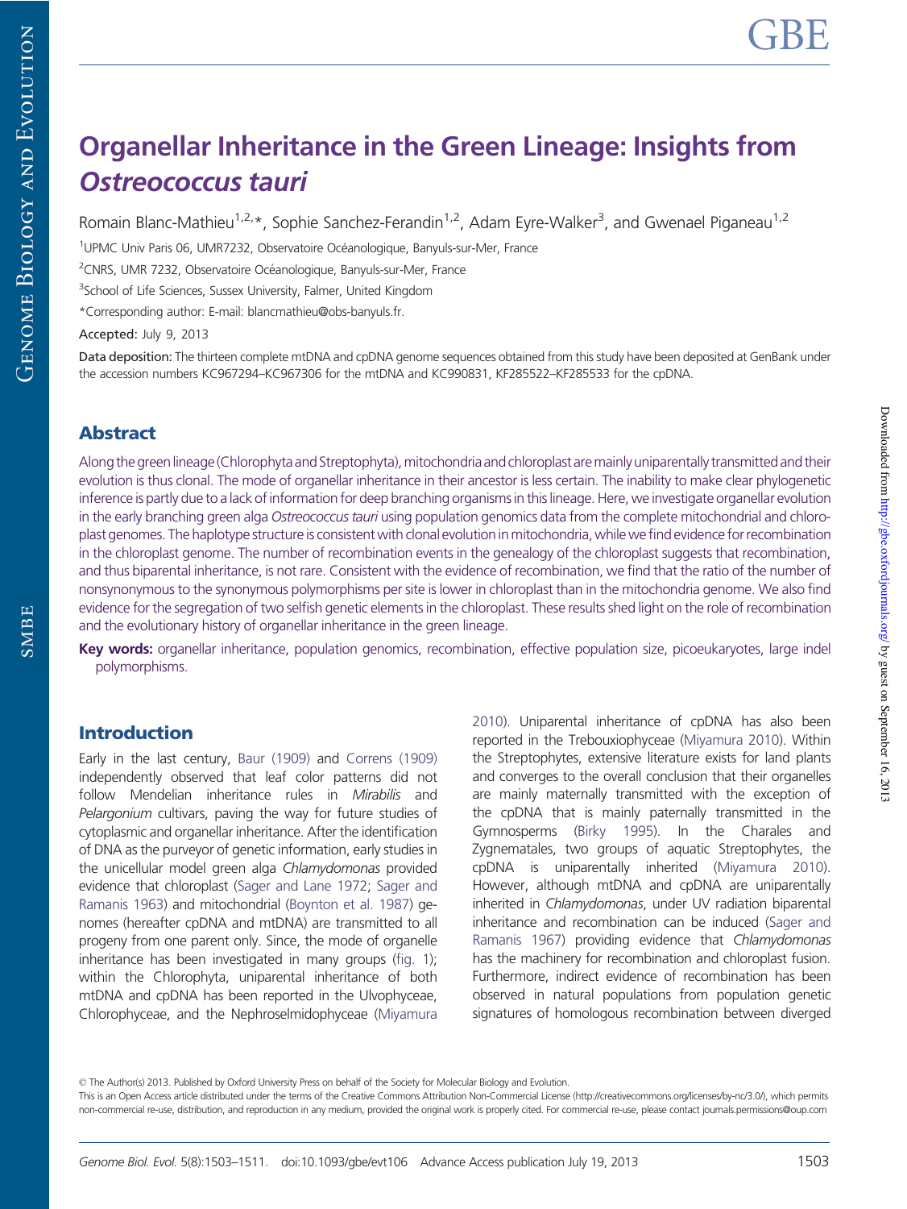# Organellar Inheritance in the Green Lineage: Insights from *Ostreococcus tauri*

Romain Blanc-Mathieu[1,2,*], Sophie Sanchez-Ferandin[1,2], Adam Eyre-Walker[3], and Gwenael Piganeau[1,2]

[1]UPMC Univ Paris 06, UMR7232, Observatoire Océanologique, Banyuls-sur-Mer, France

[2]CNRS, UMR 7232, Observatoire Océanologique, Banyuls-sur-Mer, France

[3]School of Life Sciences, Sussex University, Falmer, United Kingdom

*Corresponding author: E-mail: blancmathieu@obs-banyuls.fr.

**Accepted:** July 9, 2013

**Data deposition:** The thirteen complete mtDNA and cpDNA genome sequences obtained from this study have been deposited at GenBank under the accession numbers KC967294–KC967306 for the mtDNA and KC990831, KF285522–KF285533 for the cpDNA.

## Abstract

Along the green lineage (Chlorophyta and Streptophyta), mitochondria and chloroplast are mainly uniparentally transmitted and their evolution is thus clonal. The mode of organellar inheritance in their ancestor is less certain. The inability to make clear phylogenetic inference is partly due to a lack of information for deep branching organisms in this lineage. Here, we investigate organellar evolution in the early branching green alga *Ostreococcus tauri* using population genomics data from the complete mitochondrial and chloroplast genomes. The haplotype structure is consistent with clonal evolution in mitochondria, while we find evidence for recombination in the chloroplast genome. The number of recombination events in the genealogy of the chloroplast suggests that recombination, and thus biparental inheritance, is not rare. Consistent with the evidence of recombination, we find that the ratio of the number of nonsynonymous to the synonymous polymorphisms per site is lower in chloroplast than in the mitochondria genome. We also find evidence for the segregation of two selfish genetic elements in the chloroplast. These results shed light on the role of recombination and the evolutionary history of organellar inheritance in the green lineage.

**Key words:** organellar inheritance, population genomics, recombination, effective population size, picoeukaryotes, large indel polymorphisms.

## Introduction

Early in the last century, Baur (1909) and Correns (1909) independently observed that leaf color patterns did not follow Mendelian inheritance rules in *Mirabilis* and *Pelargonium* cultivars, paving the way for future studies of cytoplasmic and organellar inheritance. After the identification of DNA as the purveyor of genetic information, early studies in the unicellular model green alga *Chlamydomonas* provided evidence that chloroplast (Sager and Lane 1972; Sager and Ramanis 1963) and mitochondrial (Boynton et al. 1987) genomes (hereafter cpDNA and mtDNA) are transmitted to all progeny from one parent only. Since, the mode of organelle inheritance has been investigated in many groups (fig. 1); within the Chlorophyta, uniparental inheritance of both mtDNA and cpDNA has been reported in the Ulvophyceae, Chlorophyceae, and the Nephroselmidophyceae (Miyamura 2010). Uniparental inheritance of cpDNA has also been reported in the Trebouxiophyceae (Miyamura 2010). Within the Streptophytes, extensive literature exists for land plants and converges to the overall conclusion that their organelles are mainly maternally transmitted with the exception of the cpDNA that is mainly paternally transmitted in the Gymnosperms (Birky 1995). In the Charales and Zygnematales, two groups of aquatic Streptophytes, the cpDNA is uniparentally inherited (Miyamura 2010). However, although mtDNA and cpDNA are uniparentally inherited in *Chlamydomonas*, under UV radiation biparental inheritance and recombination can be induced (Sager and Ramanis 1967) providing evidence that *Chlamydomonas* has the machinery for recombination and chloroplast fusion. Furthermore, indirect evidence of recombination has been observed in natural populations from population genetic signatures of homologous recombination between diverged

© The Author(s) 2013. Published by Oxford University Press on behalf of the Society for Molecular Biology and Evolution.

This is an Open Access article distributed under the terms of the Creative Commons Attribution Non-Commercial License (http://creativecommons.org/licenses/by-nc/3.0/), which permits non-commercial re-use, distribution, and reproduction in any medium, provided the original work is properly cited. For commercial re-use, please contact journals.permissions@oup.com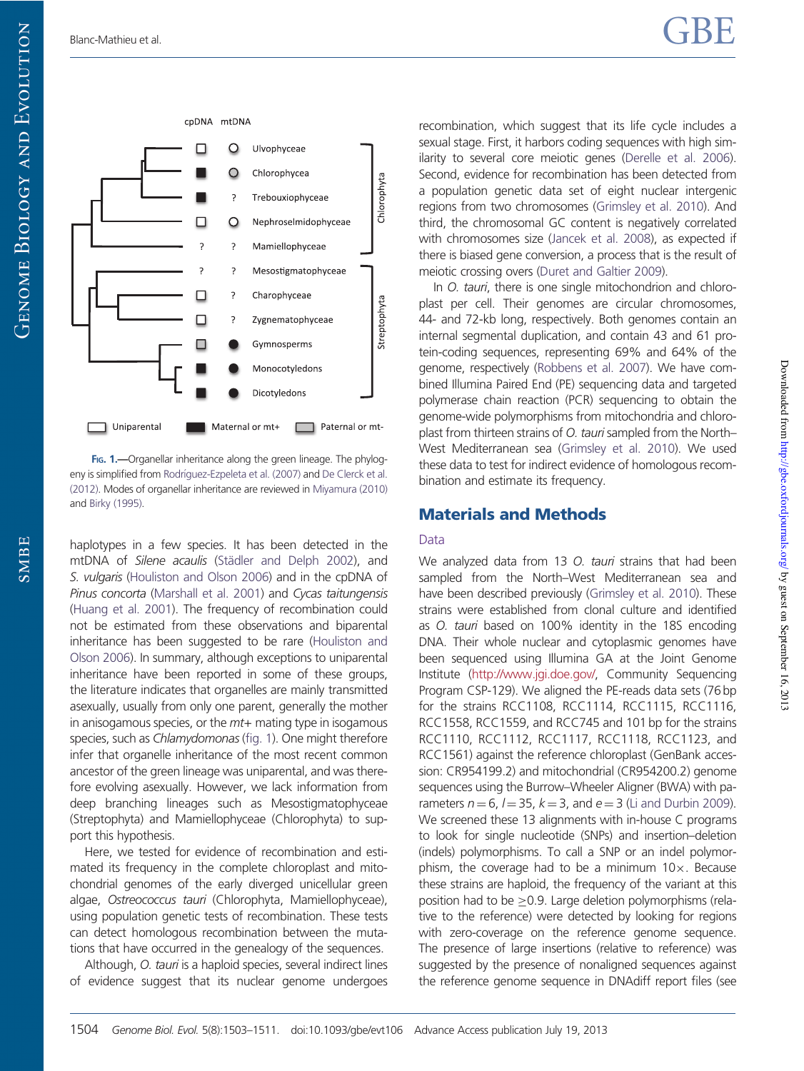Fig. 1.—Organellar inheritance along the green lineage. The phylogeny is simplified from Rodríguez-Ezpeleta et al. (2007) and De Clerck et al. (2012). Modes of organellar inheritance are reviewed in Miyamura (2010) and Birky (1995).

haplotypes in a few species. It has been detected in the mtDNA of *Silene acaulis* (Städler and Delph 2002), and *S. vulgaris* (Houliston and Olson 2006) and in the cpDNA of *Pinus concorta* (Marshall et al. 2001) and *Cycas taitungensis* (Huang et al. 2001). The frequency of recombination could not be estimated from these observations and biparental inheritance has been suggested to be rare (Houliston and Olson 2006). In summary, although exceptions to uniparental inheritance have been reported in some of these groups, the literature indicates that organelles are mainly transmitted asexually, usually from only one parent, generally the mother in anisogamous species, or the *mt+* mating type in isogamous species, such as *Chlamydomonas* (fig. 1). One might therefore infer that organelle inheritance of the most recent common ancestor of the green lineage was uniparental, and was therefore evolving asexually. However, we lack information from deep branching lineages such as Mesostigmatophyceae (Streptophyta) and Mamiellophyceae (Chlorophyta) to support this hypothesis.

Here, we tested for evidence of recombination and estimated its frequency in the complete chloroplast and mitochondrial genomes of the early diverged unicellular green algae, *Ostreococcus tauri* (Chlorophyta, Mamiellophyceae), using population genetic tests of recombination. These tests can detect homologous recombination between the mutations that have occurred in the genealogy of the sequences.

Although, *O. tauri* is a haploid species, several indirect lines of evidence suggest that its nuclear genome undergoes recombination, which suggest that its life cycle includes a sexual stage. First, it harbors coding sequences with high similarity to several core meiotic genes (Derelle et al. 2006). Second, evidence for recombination has been detected from a population genetic data set of eight nuclear intergenic regions from two chromosomes (Grimsley et al. 2010). And third, the chromosomal GC content is negatively correlated with chromosomes size (Jancek et al. 2008), as expected if there is biased gene conversion, a process that is the result of meiotic crossing overs (Duret and Galtier 2009).

In *O. tauri*, there is one single mitochondrion and chloroplast per cell. Their genomes are circular chromosomes, 44- and 72-kb long, respectively. Both genomes contain an internal segmental duplication, and contain 43 and 61 protein-coding sequences, representing 69% and 64% of the genome, respectively (Robbens et al. 2007). We have combined Illumina Paired End (PE) sequencing data and targeted polymerase chain reaction (PCR) sequencing to obtain the genome-wide polymorphisms from mitochondria and chloroplast from thirteen strains of *O. tauri* sampled from the North–West Mediterranean sea (Grimsley et al. 2010). We used these data to test for indirect evidence of homologous recombination and estimate its frequency.

## Materials and Methods

### Data

We analyzed data from 13 *O. tauri* strains that had been sampled from the North–West Mediterranean sea and have been described previously (Grimsley et al. 2010). These strains were established from clonal culture and identified as *O. tauri* based on 100% identity in the 18S encoding DNA. Their whole nuclear and cytoplasmic genomes have been sequenced using Illumina GA at the Joint Genome Institute (http://www.jgi.doe.gov/, Community Sequencing Program CSP-129). We aligned the PE-reads data sets (76 bp for the strains RCC1108, RCC1114, RCC1115, RCC1116, RCC1558, RCC1559, and RCC745 and 101 bp for the strains RCC1110, RCC1112, RCC1117, RCC1118, RCC1123, and RCC1561) against the reference chloroplast (GenBank accession: CR954199.2) and mitochondrial (CR954200.2) genome sequences using the Burrow–Wheeler Aligner (BWA) with parameters $n = 6$, $l = 35$, $k = 3$, and $e = 3$ (Li and Durbin 2009). We screened these 13 alignments with in-house C programs to look for single nucleotide (SNPs) and insertion–deletion (indels) polymorphisms. To call a SNP or an indel polymorphism, the coverage had to be a minimum $10\times$. Because these strains are haploid, the frequency of the variant at this position had to be $\geq 0.9$. Large deletion polymorphisms (relative to the reference) were detected by looking for regions with zero-coverage on the reference genome sequence. The presence of large insertions (relative to reference) was suggested by the presence of nonaligned sequences against the reference genome sequence in DNAdiff report files (see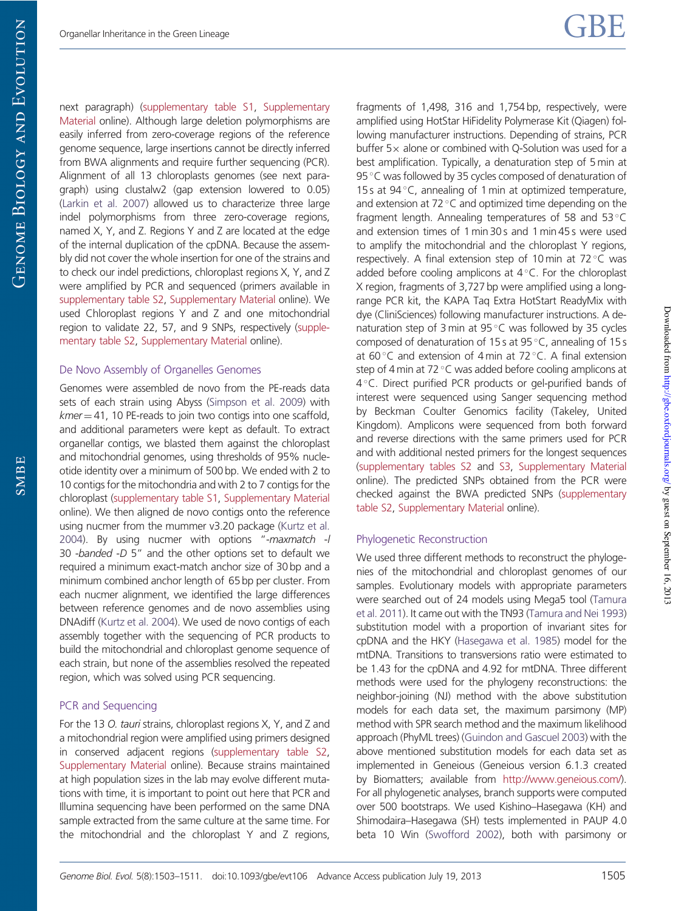next paragraph) (supplementary table S1, Supplementary Material online). Although large deletion polymorphisms are easily inferred from zero-coverage regions of the reference genome sequence, large insertions cannot be directly inferred from BWA alignments and require further sequencing (PCR). Alignment of all 13 chloroplasts genomes (see next paragraph) using clustalw2 (gap extension lowered to 0.05) (Larkin et al. 2007) allowed us to characterize three large indel polymorphisms from three zero-coverage regions, named X, Y, and Z. Regions Y and Z are located at the edge of the internal duplication of the cpDNA. Because the assembly did not cover the whole insertion for one of the strains and to check our indel predictions, chloroplast regions X, Y, and Z were amplified by PCR and sequenced (primers available in supplementary table S2, Supplementary Material online). We used Chloroplast regions Y and Z and one mitochondrial region to validate 22, 57, and 9 SNPs, respectively (supplementary table S2, Supplementary Material online).

### De Novo Assembly of Organelles Genomes

Genomes were assembled de novo from the PE-reads data sets of each strain using Abyss (Simpson et al. 2009) with *kmer* = 41, 10 PE-reads to join two contigs into one scaffold, and additional parameters were kept as default. To extract organellar contigs, we blasted them against the chloroplast and mitochondrial genomes, using thresholds of 95% nucleotide identity over a minimum of 500 bp. We ended with 2 to 10 contigs for the mitochondria and with 2 to 7 contigs for the chloroplast (supplementary table S1, Supplementary Material online). We then aligned de novo contigs onto the reference using nucmer from the mummer v3.20 package (Kurtz et al. 2004). By using nucmer with options "*-maxmatch -l* 30 *-banded -D* 5" and the other options set to default we required a minimum exact-match anchor size of 30 bp and a minimum combined anchor length of 65 bp per cluster. From each nucmer alignment, we identified the large differences between reference genomes and de novo assemblies using DNAdiff (Kurtz et al. 2004). We used de novo contigs of each assembly together with the sequencing of PCR products to build the mitochondrial and chloroplast genome sequence of each strain, but none of the assemblies resolved the repeated region, which was solved using PCR sequencing.

### PCR and Sequencing

For the 13 *O. tauri* strains, chloroplast regions X, Y, and Z and a mitochondrial region were amplified using primers designed in conserved adjacent regions (supplementary table S2, Supplementary Material online). Because strains maintained at high population sizes in the lab may evolve different mutations with time, it is important to point out here that PCR and Illumina sequencing have been performed on the same DNA sample extracted from the same culture at the same time. For the mitochondrial and the chloroplast Y and Z regions, fragments of 1,498, 316 and 1,754 bp, respectively, were amplified using HotStar HiFidelity Polymerase Kit (Qiagen) following manufacturer instructions. Depending of strains, PCR buffer 5× alone or combined with Q-Solution was used for a best amplification. Typically, a denaturation step of 5 min at 95 °C was followed by 35 cycles composed of denaturation of 15 s at 94 °C, annealing of 1 min at optimized temperature, and extension at 72 °C and optimized time depending on the fragment length. Annealing temperatures of 58 and 53 °C and extension times of 1 min 30 s and 1 min 45 s were used to amplify the mitochondrial and the chloroplast Y regions, respectively. A final extension step of 10 min at 72 °C was added before cooling amplicons at 4 °C. For the chloroplast X region, fragments of 3,727 bp were amplified using a long-range PCR kit, the KAPA Taq Extra HotStart ReadyMix with dye (CliniSciences) following manufacturer instructions. A denaturation step of 3 min at 95 °C was followed by 35 cycles composed of denaturation of 15 s at 95 °C, annealing of 15 s at 60 °C and extension of 4 min at 72 °C. A final extension step of 4 min at 72 °C was added before cooling amplicons at 4 °C. Direct purified PCR products or gel-purified bands of interest were sequenced using Sanger sequencing method by Beckman Coulter Genomics facility (Takeley, United Kingdom). Amplicons were sequenced from both forward and reverse directions with the same primers used for PCR and with additional nested primers for the longest sequences (supplementary tables S2 and S3, Supplementary Material online). The predicted SNPs obtained from the PCR were checked against the BWA predicted SNPs (supplementary table S2, Supplementary Material online).

### Phylogenetic Reconstruction

We used three different methods to reconstruct the phylogenies of the mitochondrial and chloroplast genomes of our samples. Evolutionary models with appropriate parameters were searched out of 24 models using Mega5 tool (Tamura et al. 2011). It came out with the TN93 (Tamura and Nei 1993) substitution model with a proportion of invariant sites for cpDNA and the HKY (Hasegawa et al. 1985) model for the mtDNA. Transitions to transversions ratio were estimated to be 1.43 for the cpDNA and 4.92 for mtDNA. Three different methods were used for the phylogeny reconstructions: the neighbor-joining (NJ) method with the above substitution models for each data set, the maximum parsimony (MP) method with SPR search method and the maximum likelihood approach (PhyML trees) (Guindon and Gascuel 2003) with the above mentioned substitution models for each data set as implemented in Geneious (Geneious version 6.1.3 created by Biomatters; available from http://www.geneious.com/). For all phylogenetic analyses, branch supports were computed over 500 bootstraps. We used Kishino–Hasegawa (KH) and Shimodaira–Hasegawa (SH) tests implemented in PAUP 4.0 beta 10 Win (Swofford 2002), both with parsimony or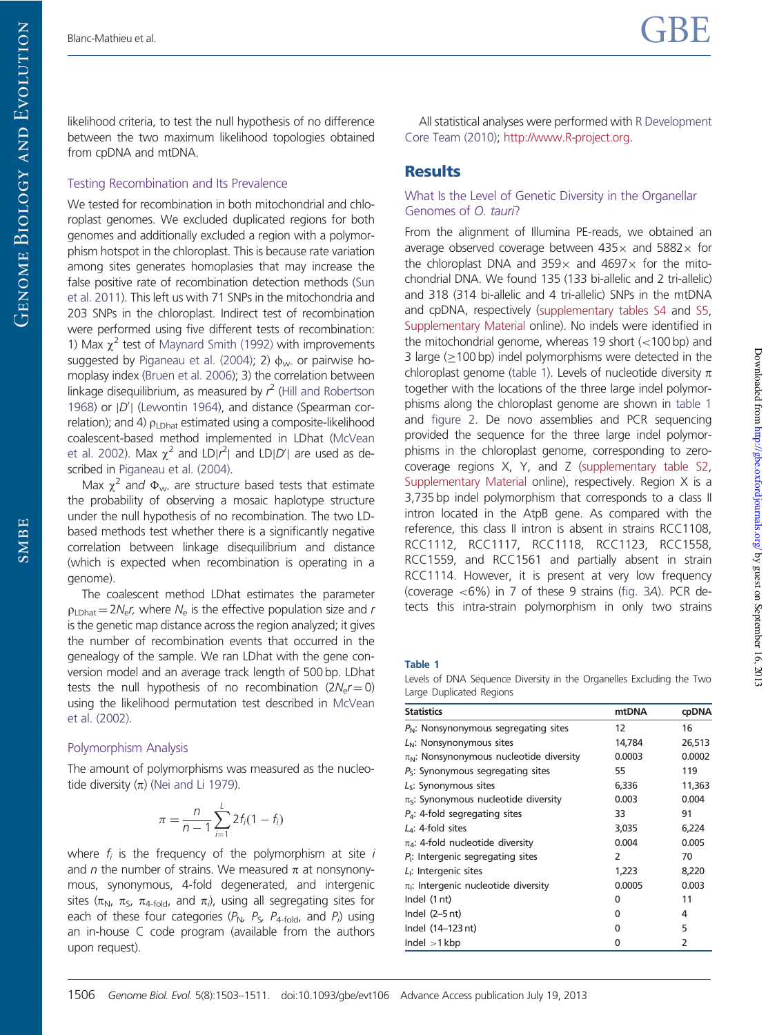likelihood criteria, to test the null hypothesis of no difference between the two maximum likelihood topologies obtained from cpDNA and mtDNA.

### Testing Recombination and Its Prevalence

We tested for recombination in both mitochondrial and chloroplast genomes. We excluded duplicated regions for both genomes and additionally excluded a region with a polymorphism hotspot in the chloroplast. This is because rate variation among sites generates homoplasies that may increase the false positive rate of recombination detection methods (Sun et al. 2011). This left us with 71 SNPs in the mitochondria and 203 SNPs in the chloroplast. Indirect test of recombination were performed using five different tests of recombination: 1) Max $\chi^2$ test of Maynard Smith (1992) with improvements suggested by Piganeau et al. (2004); 2) $\phi_{w-}$ or pairwise homoplasy index (Bruen et al. 2006); 3) the correlation between linkage disequilibrium, as measured by $r^2$ (Hill and Robertson 1968) or $|D'|$ (Lewontin 1964), and distance (Spearman correlation); and 4) $\rho_{LDhat}$ estimated using a composite-likelihood coalescent-based method implemented in LDhat (McVean et al. 2002). Max $\chi^2$ and LD$|r^2|$ and LD$|D'|$ are used as described in Piganeau et al. (2004).

Max $\chi^2$ and $\Phi_{w-}$ are structure based tests that estimate the probability of observing a mosaic haplotype structure under the null hypothesis of no recombination. The two LD-based methods test whether there is a significantly negative correlation between linkage disequilibrium and distance (which is expected when recombination is operating in a genome).

The coalescent method LDhat estimates the parameter $\rho_{LDhat} = 2N_e r$, where $N_e$ is the effective population size and $r$ is the genetic map distance across the region analyzed; it gives the number of recombination events that occurred in the genealogy of the sample. We ran LDhat with the gene conversion model and an average track length of 500 bp. LDhat tests the null hypothesis of no recombination ($2N_e r = 0$) using the likelihood permutation test described in McVean et al. (2002).

### Polymorphism Analysis

The amount of polymorphisms was measured as the nucleotide diversity ($\pi$) (Nei and Li 1979).

$$\pi = \frac{n}{n-1} \sum_{i=1}^{L} 2f_i(1 - f_i)$$

where $f_i$ is the frequency of the polymorphism at site $i$ and $n$ the number of strains. We measured $\pi$ at nonsynonymous, synonymous, 4-fold degenerated, and intergenic sites ($\pi_N$, $\pi_S$, $\pi_{4\text{-fold}}$, and $\pi_i$), using all segregating sites for each of these four categories ($P_N$, $P_S$, $P_{4\text{-fold}}$, and $P_i$) using an in-house C code program (available from the authors upon request).

All statistical analyses were performed with R Development Core Team (2010); http://www.R-project.org.

## Results

### What Is the Level of Genetic Diversity in the Organellar Genomes of *O. tauri*?

From the alignment of Illumina PE-reads, we obtained an average observed coverage between 435× and 5882× for the chloroplast DNA and 359× and 4697× for the mitochondrial DNA. We found 135 (133 bi-allelic and 2 tri-allelic) and 318 (314 bi-allelic and 4 tri-allelic) SNPs in the mtDNA and cpDNA, respectively (supplementary tables S4 and S5, Supplementary Material online). No indels were identified in the mitochondrial genome, whereas 19 short (<100 bp) and 3 large (≥100 bp) indel polymorphisms were detected in the chloroplast genome (table 1). Levels of nucleotide diversity $\pi$ together with the locations of the three large indel polymorphisms along the chloroplast genome are shown in table 1 and figure 2. De novo assemblies and PCR sequencing provided the sequence for the three large indel polymorphisms in the chloroplast genome, corresponding to zero-coverage regions X, Y, and Z (supplementary table S2, Supplementary Material online), respectively. Region X is a 3,735 bp indel polymorphism that corresponds to a class II intron located in the AtpB gene. As compared with the reference, this class II intron is absent in strains RCC1108, RCC1112, RCC1117, RCC1118, RCC1123, RCC1558, RCC1559, and RCC1561 and partially absent in strain RCC1114. However, it is present at very low frequency (coverage <6%) in 7 of these 9 strains (fig. 3*A*). PCR detects this intra-strain polymorphism in only two strains

**Table 1**
Levels of DNA Sequence Diversity in the Organelles Excluding the Two Large Duplicated Regions

| Statistics | mtDNA | cpDNA |
|---|---|---|
| $P_N$: Nonsynonymous segregating sites | 12 | 16 |
| $L_N$: Nonsynonymous sites | 14,784 | 26,513 |
| $\pi_N$: Nonsynonymous nucleotide diversity | 0.0003 | 0.0002 |
| $P_S$: Synonymous segregating sites | 55 | 119 |
| $L_S$: Synonymous sites | 6,336 | 11,363 |
| $\pi_S$: Synonymous nucleotide diversity | 0.003 | 0.004 |
| $P_4$: 4-fold segregating sites | 33 | 91 |
| $L_4$: 4-fold sites | 3,035 | 6,224 |
| $\pi_4$: 4-fold nucleotide diversity | 0.004 | 0.005 |
| $P_I$: Intergenic segregating sites | 2 | 70 |
| $L_I$: Intergenic sites | 1,223 | 8,220 |
| $\pi_I$: Intergenic nucleotide diversity | 0.0005 | 0.003 |
| Indel (1 nt) | 0 | 11 |
| Indel (2–5 nt) | 0 | 4 |
| Indel (14–123 nt) | 0 | 5 |
| Indel >1 kbp | 0 | 2 |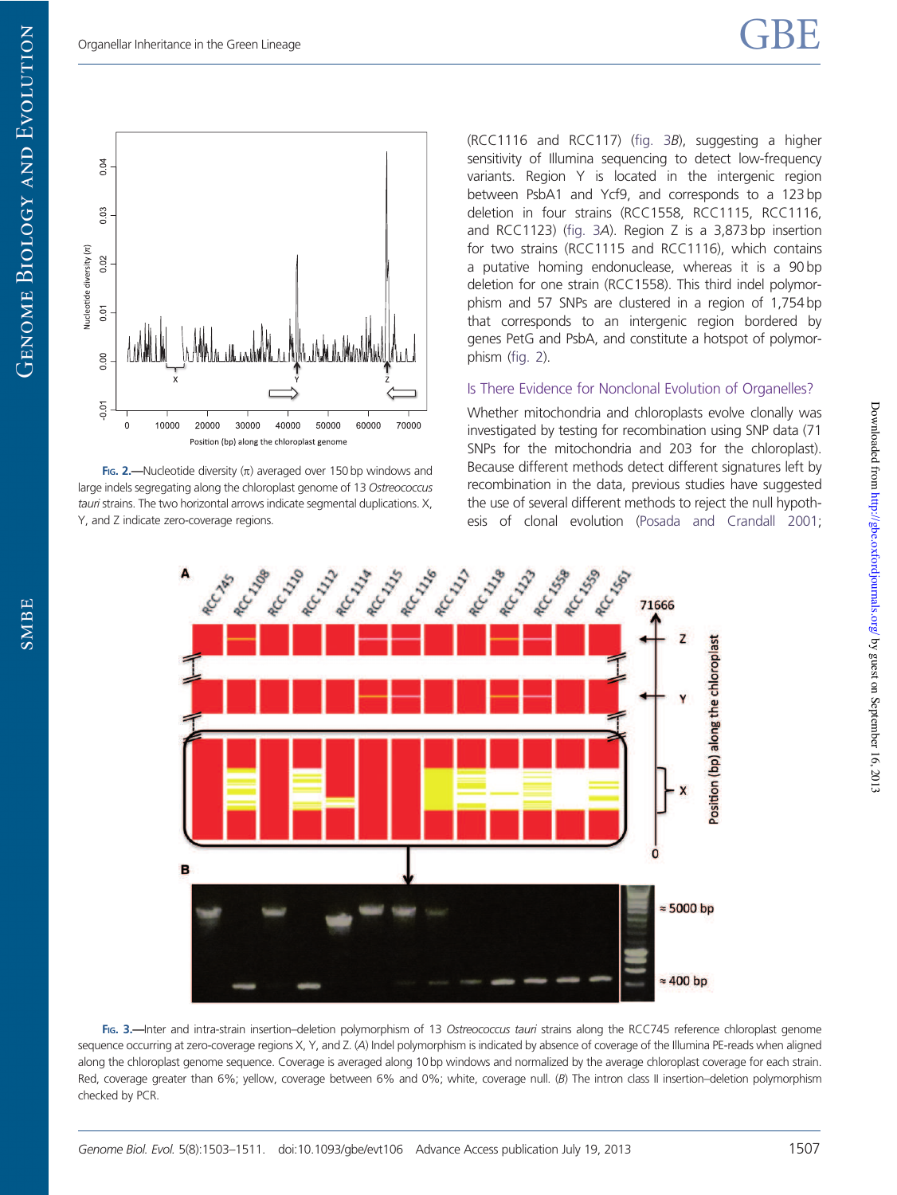Fig. 2.—Nucleotide diversity (π) averaged over 150 bp windows and large indels segregating along the chloroplast genome of 13 *Ostreococcus tauri* strains. The two horizontal arrows indicate segmental duplications. X, Y, and Z indicate zero-coverage regions.

(RCC1116 and RCC117) (fig. 3*B*), suggesting a higher sensitivity of Illumina sequencing to detect low-frequency variants. Region Y is located in the intergenic region between PsbA1 and Ycf9, and corresponds to a 123 bp deletion in four strains (RCC1558, RCC1115, RCC1116, and RCC1123) (fig. 3*A*). Region Z is a 3,873 bp insertion for two strains (RCC1115 and RCC1116), which contains a putative homing endonuclease, whereas it is a 90 bp deletion for one strain (RCC1558). This third indel polymorphism and 57 SNPs are clustered in a region of 1,754 bp that corresponds to an intergenic region bordered by genes PetG and PsbA, and constitute a hotspot of polymorphism (fig. 2).

### Is There Evidence for Nonclonal Evolution of Organelles?

Whether mitochondria and chloroplasts evolve clonally was investigated by testing for recombination using SNP data (71 SNPs for the mitochondria and 203 for the chloroplast). Because different methods detect different signatures left by recombination in the data, previous studies have suggested the use of several different methods to reject the null hypothesis of clonal evolution (Posada and Crandall 2001;

Fig. 3.—Inter and intra-strain insertion–deletion polymorphism of 13 *Ostreococcus tauri* strains along the RCC745 reference chloroplast genome sequence occurring at zero-coverage regions X, Y, and Z. (*A*) Indel polymorphism is indicated by absence of coverage of the Illumina PE-reads when aligned along the chloroplast genome sequence. Coverage is averaged along 10 bp windows and normalized by the average chloroplast coverage for each strain. Red, coverage greater than 6%; yellow, coverage between 6% and 0%; white, coverage null. (*B*) The intron class II insertion–deletion polymorphism checked by PCR.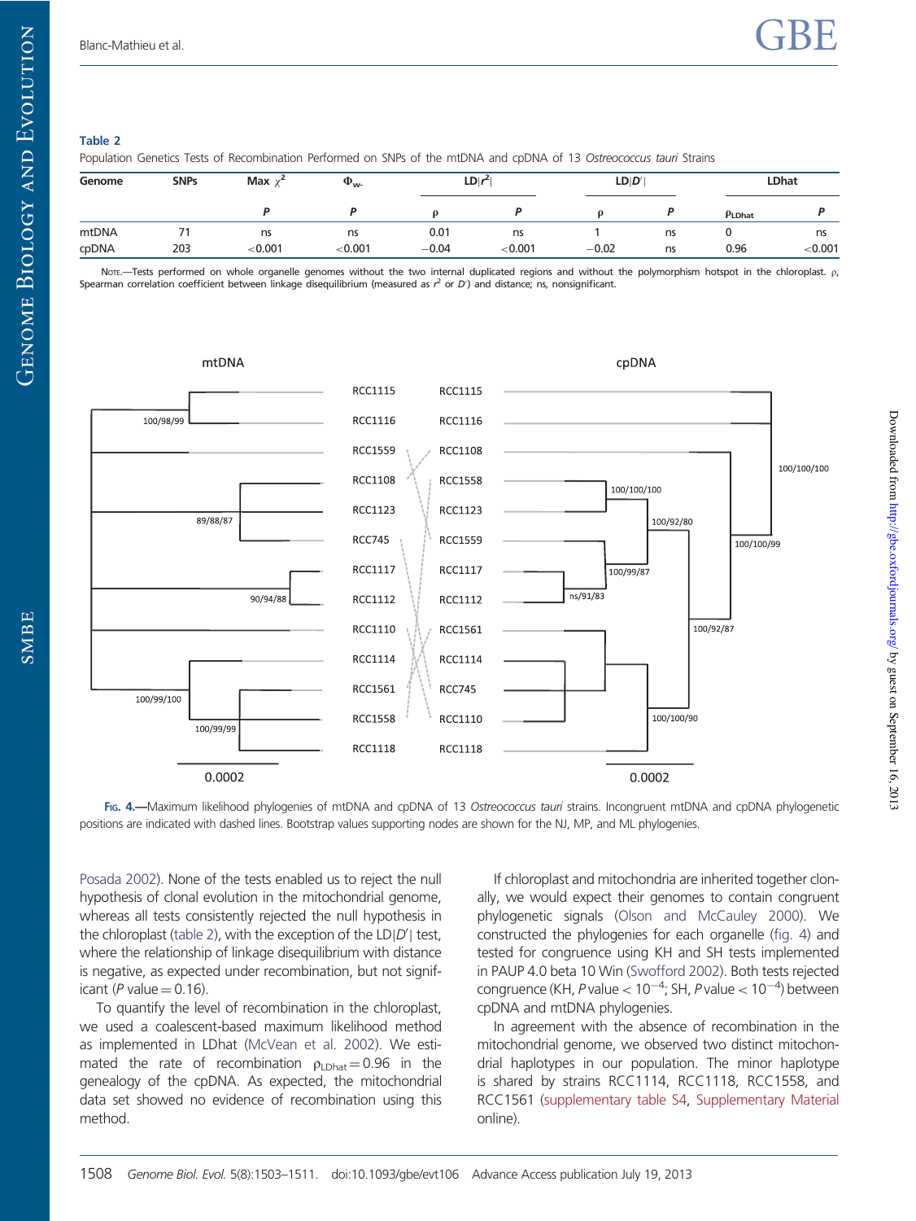**Table 2**
Population Genetics Tests of Recombination Performed on SNPs of the mtDNA and cpDNA of 13 *Ostreococcus tauri* Strains

| Genome | SNPs | Max $\chi^2$ | $\Phi_{w}$ | LD\|$r^2$\| | | LD\|$D'$\| | | LDhat | |
|---|---|---|---|---|---|---|---|---|---|
| | | *P* | *P* | $\rho$ | *P* | $\rho$ | *P* | $\rho_{LDhat}$ | *P* |
| mtDNA | 71 | ns | ns | 0.01 | ns | 1 | ns | 0 | ns |
| cpDNA | 203 | <0.001 | <0.001 | −0.04 | <0.001 | −0.02 | ns | 0.96 | <0.001 |

Note.—Tests performed on whole organelle genomes without the two internal duplicated regions and without the polymorphism hotspot in the chloroplast. $\rho$, Spearman correlation coefficient between linkage disequilibrium (measured as $r^2$ or $D'$) and distance; ns, nonsignificant.

Fig. 4.—Maximum likelihood phylogenies of mtDNA and cpDNA of 13 *Ostreococcus tauri* strains. Incongruent mtDNA and cpDNA phylogenetic positions are indicated with dashed lines. Bootstrap values supporting nodes are shown for the NJ, MP, and ML phylogenies.

Posada 2002). None of the tests enabled us to reject the null hypothesis of clonal evolution in the mitochondrial genome, whereas all tests consistently rejected the null hypothesis in the chloroplast (table 2), with the exception of the LD|$D'$| test, where the relationship of linkage disequilibrium with distance is negative, as expected under recombination, but not significant ($P$ value = 0.16).

To quantify the level of recombination in the chloroplast, we used a coalescent-based maximum likelihood method as implemented in LDhat (McVean et al. 2002). We estimated the rate of recombination $\rho_{LDhat} = 0.96$ in the genealogy of the cpDNA. As expected, the mitochondrial data set showed no evidence of recombination using this method.

If chloroplast and mitochondria are inherited together clonally, we would expect their genomes to contain congruent phylogenetic signals (Olson and McCauley 2000). We constructed the phylogenies for each organelle (fig. 4) and tested for congruence using KH and SH tests implemented in PAUP 4.0 beta 10 Win (Swofford 2002). Both tests rejected congruence (KH, $P$ value $< 10^{-4}$; SH, $P$ value $< 10^{-4}$) between cpDNA and mtDNA phylogenies.

In agreement with the absence of recombination in the mitochondrial genome, we observed two distinct mitochondrial haplotypes in our population. The minor haplotype is shared by strains RCC1114, RCC1118, RCC1558, and RCC1561 (supplementary table S4, Supplementary Material online).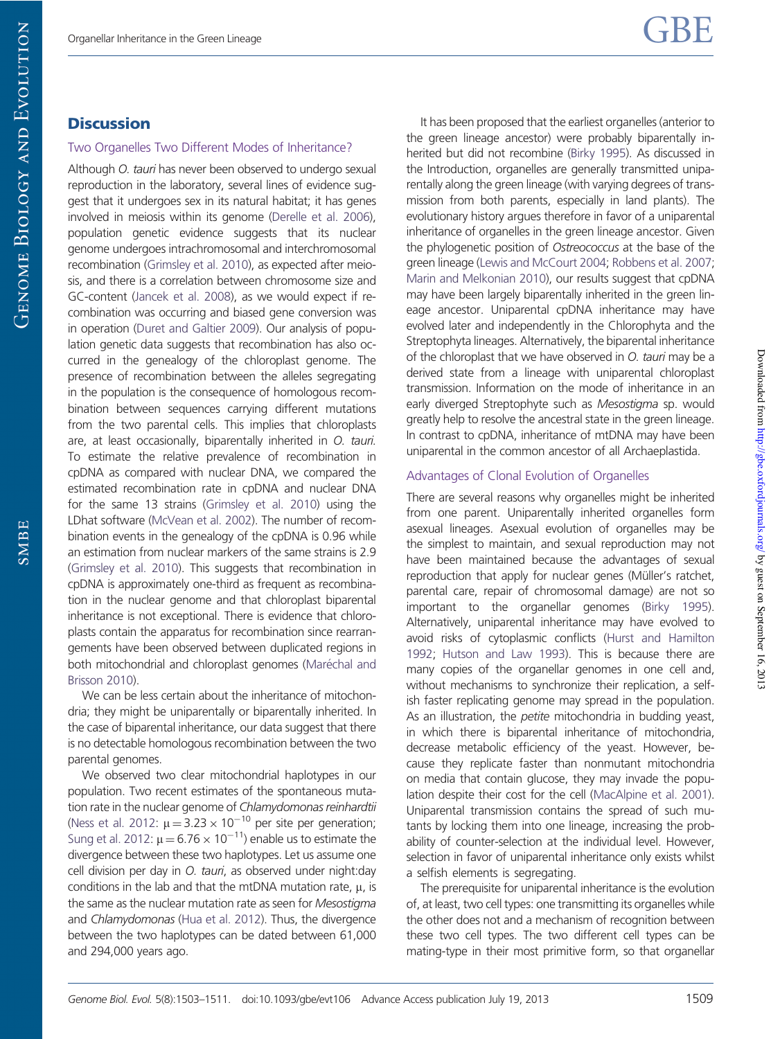## Discussion

### Two Organelles Two Different Modes of Inheritance?

Although *O. tauri* has never been observed to undergo sexual reproduction in the laboratory, several lines of evidence suggest that it undergoes sex in its natural habitat; it has genes involved in meiosis within its genome (Derelle et al. 2006), population genetic evidence suggests that its nuclear genome undergoes intrachromosomal and interchromosomal recombination (Grimsley et al. 2010), as expected after meiosis, and there is a correlation between chromosome size and GC-content (Jancek et al. 2008), as we would expect if recombination was occurring and biased gene conversion was in operation (Duret and Galtier 2009). Our analysis of population genetic data suggests that recombination has also occurred in the genealogy of the chloroplast genome. The presence of recombination between the alleles segregating in the population is the consequence of homologous recombination between sequences carrying different mutations from the two parental cells. This implies that chloroplasts are, at least occasionally, biparentally inherited in *O. tauri*. To estimate the relative prevalence of recombination in cpDNA as compared with nuclear DNA, we compared the estimated recombination rate in cpDNA and nuclear DNA for the same 13 strains (Grimsley et al. 2010) using the LDhat software (McVean et al. 2002). The number of recombination events in the genealogy of the cpDNA is 0.96 while an estimation from nuclear markers of the same strains is 2.9 (Grimsley et al. 2010). This suggests that recombination in cpDNA is approximately one-third as frequent as recombination in the nuclear genome and that chloroplast biparental inheritance is not exceptional. There is evidence that chloroplasts contain the apparatus for recombination since rearrangements have been observed between duplicated regions in both mitochondrial and chloroplast genomes (Maréchal and Brisson 2010).

We can be less certain about the inheritance of mitochondria; they might be uniparentally or biparentally inherited. In the case of biparental inheritance, our data suggest that there is no detectable homologous recombination between the two parental genomes.

We observed two clear mitochondrial haplotypes in our population. Two recent estimates of the spontaneous mutation rate in the nuclear genome of *Chlamydomonas reinhardtii* (Ness et al. 2012: $\mu = 3.23 \times 10^{-10}$ per site per generation; Sung et al. 2012: $\mu = 6.76 \times 10^{-11}$) enable us to estimate the divergence between these two haplotypes. Let us assume one cell division per day in *O. tauri*, as observed under night:day conditions in the lab and that the mtDNA mutation rate, $\mu$, is the same as the nuclear mutation rate as seen for *Mesostigma* and *Chlamydomonas* (Hua et al. 2012). Thus, the divergence between the two haplotypes can be dated between 61,000 and 294,000 years ago.

It has been proposed that the earliest organelles (anterior to the green lineage ancestor) were probably biparentally inherited but did not recombine (Birky 1995). As discussed in the Introduction, organelles are generally transmitted uniparentally along the green lineage (with varying degrees of transmission from both parents, especially in land plants). The evolutionary history argues therefore in favor of a uniparental inheritance of organelles in the green lineage ancestor. Given the phylogenetic position of *Ostreococcus* at the base of the green lineage (Lewis and McCourt 2004; Robbens et al. 2007; Marin and Melkonian 2010), our results suggest that cpDNA may have been largely biparentally inherited in the green lineage ancestor. Uniparental cpDNA inheritance may have evolved later and independently in the Chlorophyta and the Streptophyta lineages. Alternatively, the biparental inheritance of the chloroplast that we have observed in *O. tauri* may be a derived state from a lineage with uniparental chloroplast transmission. Information on the mode of inheritance in an early diverged Streptophyte such as *Mesostigma* sp. would greatly help to resolve the ancestral state in the green lineage. In contrast to cpDNA, inheritance of mtDNA may have been uniparental in the common ancestor of all Archaeplastida.

### Advantages of Clonal Evolution of Organelles

There are several reasons why organelles might be inherited from one parent. Uniparentally inherited organelles form asexual lineages. Asexual evolution of organelles may be the simplest to maintain, and sexual reproduction may not have been maintained because the advantages of sexual reproduction that apply for nuclear genes (Müller's ratchet, parental care, repair of chromosomal damage) are not so important to the organellar genomes (Birky 1995). Alternatively, uniparental inheritance may have evolved to avoid risks of cytoplasmic conflicts (Hurst and Hamilton 1992; Hutson and Law 1993). This is because there are many copies of the organellar genomes in one cell and, without mechanisms to synchronize their replication, a selfish faster replicating genome may spread in the population. As an illustration, the *petite* mitochondria in budding yeast, in which there is biparental inheritance of mitochondria, decrease metabolic efficiency of the yeast. However, because they replicate faster than nonmutant mitochondria on media that contain glucose, they may invade the population despite their cost for the cell (MacAlpine et al. 2001). Uniparental transmission contains the spread of such mutants by locking them into one lineage, increasing the probability of counter-selection at the individual level. However, selection in favor of uniparental inheritance only exists whilst a selfish elements is segregating.

The prerequisite for uniparental inheritance is the evolution of, at least, two cell types: one transmitting its organelles while the other does not and a mechanism of recognition between these two cell types. The two different cell types can be mating-type in their most primitive form, so that organellar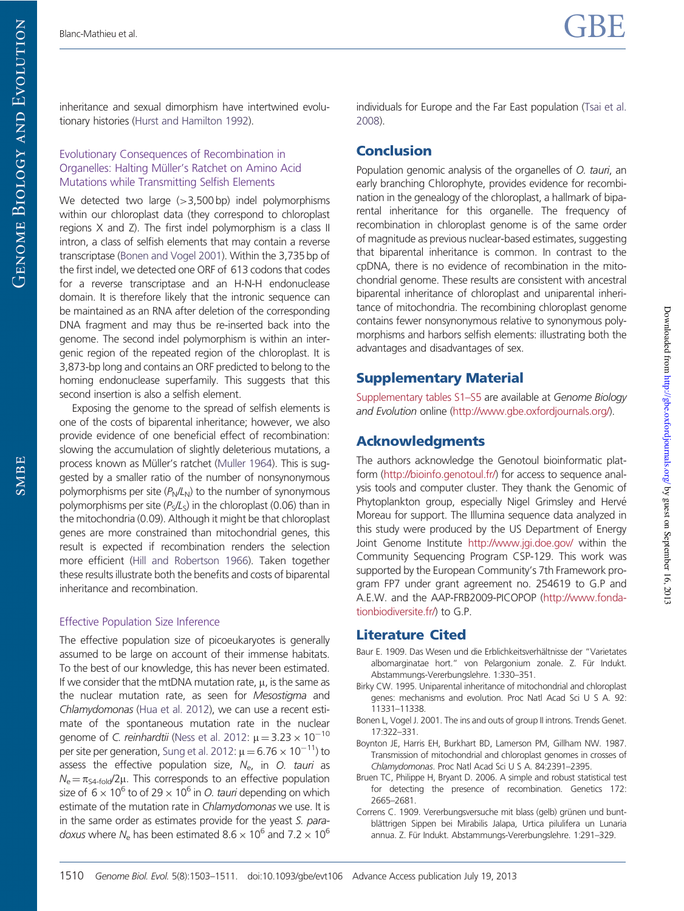inheritance and sexual dimorphism have intertwined evolutionary histories (Hurst and Hamilton 1992).

### Evolutionary Consequences of Recombination in Organelles: Halting Müller's Ratchet on Amino Acid Mutations while Transmitting Selfish Elements

We detected two large (>3,500 bp) indel polymorphisms within our chloroplast data (they correspond to chloroplast regions X and Z). The first indel polymorphism is a class II intron, a class of selfish elements that may contain a reverse transcriptase (Bonen and Vogel 2001). Within the 3,735 bp of the first indel, we detected one ORF of 613 codons that codes for a reverse transcriptase and an H-N-H endonuclease domain. It is therefore likely that the intronic sequence can be maintained as an RNA after deletion of the corresponding DNA fragment and may thus be re-inserted back into the genome. The second indel polymorphism is within an intergenic region of the repeated region of the chloroplast. It is 3,873-bp long and contains an ORF predicted to belong to the homing endonuclease superfamily. This suggests that this second insertion is also a selfish element.

Exposing the genome to the spread of selfish elements is one of the costs of biparental inheritance; however, we also provide evidence of one beneficial effect of recombination: slowing the accumulation of slightly deleterious mutations, a process known as Müller's ratchet (Muller 1964). This is suggested by a smaller ratio of the number of nonsynonymous polymorphisms per site ($P_N/L_N$) to the number of synonymous polymorphisms per site ($P_S/L_S$) in the chloroplast (0.06) than in the mitochondria (0.09). Although it might be that chloroplast genes are more constrained than mitochondrial genes, this result is expected if recombination renders the selection more efficient (Hill and Robertson 1966). Taken together these results illustrate both the benefits and costs of biparental inheritance and recombination.

### Effective Population Size Inference

The effective population size of picoeukaryotes is generally assumed to be large on account of their immense habitats. To the best of our knowledge, this has never been estimated. If we consider that the mtDNA mutation rate, $\mu$, is the same as the nuclear mutation rate, as seen for *Mesostigma* and *Chlamydomonas* (Hua et al. 2012), we can use a recent estimate of the spontaneous mutation rate in the nuclear genome of *C. reinhardtii* (Ness et al. 2012: $\mu = 3.23 \times 10^{-10}$ per site per generation, Sung et al. 2012: $\mu = 6.76 \times 10^{-11}$) to assess the effective population size, $N_e$, in *O. tauri* as $N_e = \pi_{S4\text{-fold}}/2\mu$. This corresponds to an effective population size of $6 \times 10^6$ to of $29 \times 10^6$ in *O. tauri* depending on which estimate of the mutation rate in *Chlamydomonas* we use. It is in the same order as estimates provide for the yeast *S. paradoxus* where $N_e$ has been estimated $8.6 \times 10^6$ and $7.2 \times 10^6$ individuals for Europe and the Far East population (Tsai et al. 2008).

## Conclusion

Population genomic analysis of the organelles of *O. tauri*, an early branching Chlorophyte, provides evidence for recombination in the genealogy of the chloroplast, a hallmark of biparental inheritance for this organelle. The frequency of recombination in chloroplast genome is of the same order of magnitude as previous nuclear-based estimates, suggesting that biparental inheritance is common. In contrast to the cpDNA, there is no evidence of recombination in the mitochondrial genome. These results are consistent with ancestral biparental inheritance of chloroplast and uniparental inheritance of mitochondria. The recombining chloroplast genome contains fewer nonsynonymous relative to synonymous polymorphisms and harbors selfish elements: illustrating both the advantages and disadvantages of sex.

## Supplementary Material

Supplementary tables S1–S5 are available at *Genome Biology and Evolution* online (http://www.gbe.oxfordjournals.org/).

## Acknowledgments

The authors acknowledge the Genotoul bioinformatic platform (http://bioinfo.genotoul.fr/) for access to sequence analysis tools and computer cluster. They thank the Genomic of Phytoplankton group, especially Nigel Grimsley and Hervé Moreau for support. The Illumina sequence data analyzed in this study were produced by the US Department of Energy Joint Genome Institute http://www.jgi.doe.gov/ within the Community Sequencing Program CSP-129. This work was supported by the European Community's 7th Framework program FP7 under grant agreement no. 254619 to G.P and A.E.W. and the AAP-FRB2009-PICOPOP (http://www.fondationbiodiversite.fr/) to G.P.

## Literature Cited

Baur E. 1909. Das Wesen und die Erblichkeitsverhältnisse der "Varietates albomarginatae hort." von Pelargonium zonale. Z. Für Indukt. Abstammungs-Vererbungslehre. 1:330–351.

Birky CW. 1995. Uniparental inheritance of mitochondrial and chloroplast genes: mechanisms and evolution. Proc Natl Acad Sci U S A. 92: 11331–11338.

Bonen L, Vogel J. 2001. The ins and outs of group II introns. Trends Genet. 17:322–331.

Boynton JE, Harris EH, Burkhart BD, Lamerson PM, Gillham NW. 1987. Transmission of mitochondrial and chloroplast genomes in crosses of *Chlamydomonas*. Proc Natl Acad Sci U S A. 84:2391–2395.

Bruen TC, Philippe H, Bryant D. 2006. A simple and robust statistical test for detecting the presence of recombination. Genetics 172: 2665–2681.

Correns C. 1909. Vererbungsversuche mit blass (gelb) grünen und buntblättrigen Sippen bei Mirabilis Jalapa, Urtica pilulifera un Lunaria annua. Z. Für Indukt. Abstammungs-Vererbungslehre. 1:291–329.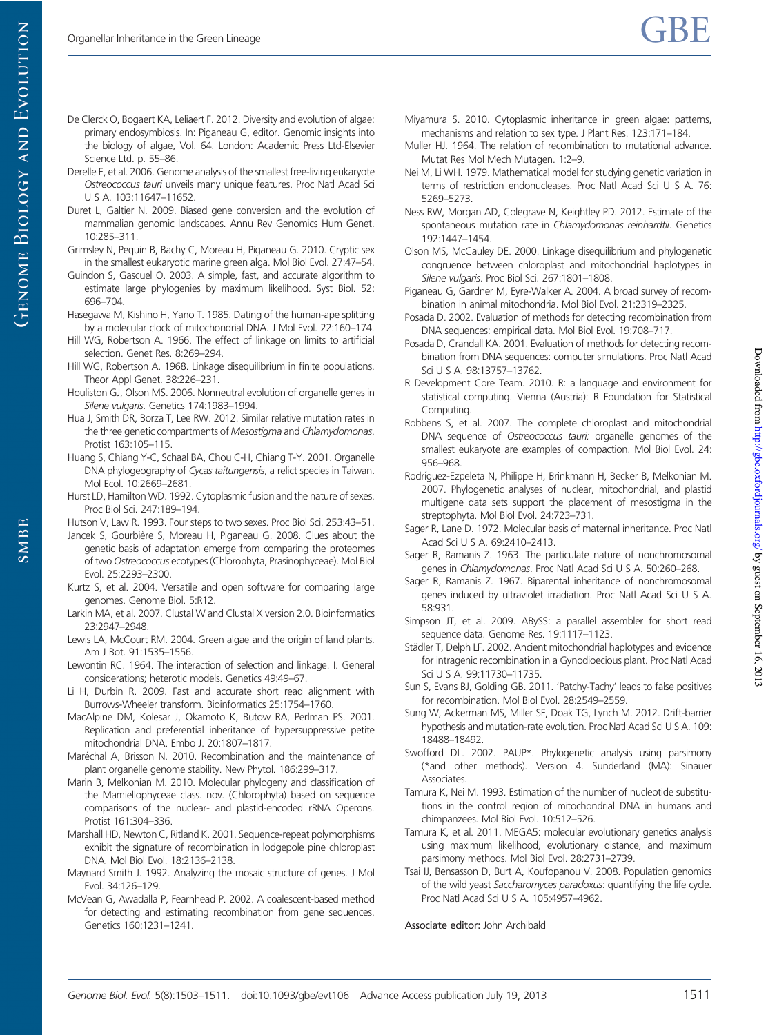De Clerck O, Bogaert KA, Leliaert F. 2012. Diversity and evolution of algae: primary endosymbiosis. In: Piganeau G, editor. Genomic insights into the biology of algae, Vol. 64. London: Academic Press Ltd-Elsevier Science Ltd. p. 55–86.

Derelle E, et al. 2006. Genome analysis of the smallest free-living eukaryote *Ostreococcus tauri* unveils many unique features. Proc Natl Acad Sci U S A. 103:11647–11652.

Duret L, Galtier N. 2009. Biased gene conversion and the evolution of mammalian genomic landscapes. Annu Rev Genomics Hum Genet. 10:285–311.

Grimsley N, Pequin B, Bachy C, Moreau H, Piganeau G. 2010. Cryptic sex in the smallest eukaryotic marine green alga. Mol Biol Evol. 27:47–54.

Guindon S, Gascuel O. 2003. A simple, fast, and accurate algorithm to estimate large phylogenies by maximum likelihood. Syst Biol. 52: 696–704.

Hasegawa M, Kishino H, Yano T. 1985. Dating of the human-ape splitting by a molecular clock of mitochondrial DNA. J Mol Evol. 22:160–174.

Hill WG, Robertson A. 1966. The effect of linkage on limits to artificial selection. Genet Res. 8:269–294.

Hill WG, Robertson A. 1968. Linkage disequilibrium in finite populations. Theor Appl Genet. 38:226–231.

Houliston GJ, Olson MS. 2006. Nonneutral evolution of organelle genes in *Silene vulgaris*. Genetics 174:1983–1994.

Hua J, Smith DR, Borza T, Lee RW. 2012. Similar relative mutation rates in the three genetic compartments of *Mesostigma* and *Chlamydomonas*. Protist 163:105–115.

Huang S, Chiang Y-C, Schaal BA, Chou C-H, Chiang T-Y. 2001. Organelle DNA phylogeography of *Cycas taitungensis*, a relict species in Taiwan. Mol Ecol. 10:2669–2681.

Hurst LD, Hamilton WD. 1992. Cytoplasmic fusion and the nature of sexes. Proc Biol Sci. 247:189–194.

Hutson V, Law R. 1993. Four steps to two sexes. Proc Biol Sci. 253:43–51.

Jancek S, Gourbière S, Moreau H, Piganeau G. 2008. Clues about the genetic basis of adaptation emerge from comparing the proteomes of two *Ostreococcus* ecotypes (Chlorophyta, Prasinophyceae). Mol Biol Evol. 25:2293–2300.

Kurtz S, et al. 2004. Versatile and open software for comparing large genomes. Genome Biol. 5:R12.

Larkin MA, et al. 2007. Clustal W and Clustal X version 2.0. Bioinformatics 23:2947–2948.

Lewis LA, McCourt RM. 2004. Green algae and the origin of land plants. Am J Bot. 91:1535–1556.

Lewontin RC. 1964. The interaction of selection and linkage. I. General considerations; heterotic models. Genetics 49:49–67.

Li H, Durbin R. 2009. Fast and accurate short read alignment with Burrows-Wheeler transform. Bioinformatics 25:1754–1760.

MacAlpine DM, Kolesar J, Okamoto K, Butow RA, Perlman PS. 2001. Replication and preferential inheritance of hypersuppressive petite mitochondrial DNA. Embo J. 20:1807–1817.

Maréchal A, Brisson N. 2010. Recombination and the maintenance of plant organelle genome stability. New Phytol. 186:299–317.

Marin B, Melkonian M. 2010. Molecular phylogeny and classification of the Mamiellophyceae class. nov. (Chlorophyta) based on sequence comparisons of the nuclear- and plastid-encoded rRNA Operons. Protist 161:304–336.

Marshall HD, Newton C, Ritland K. 2001. Sequence-repeat polymorphisms exhibit the signature of recombination in lodgepole pine chloroplast DNA. Mol Biol Evol. 18:2136–2138.

Maynard Smith J. 1992. Analyzing the mosaic structure of genes. J Mol Evol. 34:126–129.

McVean G, Awadalla P, Fearnhead P. 2002. A coalescent-based method for detecting and estimating recombination from gene sequences. Genetics 160:1231–1241.

Miyamura S. 2010. Cytoplasmic inheritance in green algae: patterns, mechanisms and relation to sex type. J Plant Res. 123:171–184.

Muller HJ. 1964. The relation of recombination to mutational advance. Mutat Res Mol Mech Mutagen. 1:2–9.

Nei M, Li WH. 1979. Mathematical model for studying genetic variation in terms of restriction endonucleases. Proc Natl Acad Sci U S A. 76: 5269–5273.

Ness RW, Morgan AD, Colegrave N, Keightley PD. 2012. Estimate of the spontaneous mutation rate in *Chlamydomonas reinhardtii*. Genetics 192:1447–1454.

Olson MS, McCauley DE. 2000. Linkage disequilibrium and phylogenetic congruence between chloroplast and mitochondrial haplotypes in *Silene vulgaris*. Proc Biol Sci. 267:1801–1808.

Piganeau G, Gardner M, Eyre-Walker A. 2004. A broad survey of recombination in animal mitochondria. Mol Biol Evol. 21:2319–2325.

Posada D. 2002. Evaluation of methods for detecting recombination from DNA sequences: empirical data. Mol Biol Evol. 19:708–717.

Posada D, Crandall KA. 2001. Evaluation of methods for detecting recombination from DNA sequences: computer simulations. Proc Natl Acad Sci U S A. 98:13757–13762.

R Development Core Team. 2010. R: a language and environment for statistical computing. Vienna (Austria): R Foundation for Statistical Computing.

Robbens S, et al. 2007. The complete chloroplast and mitochondrial DNA sequence of *Ostreococcus tauri:* organelle genomes of the smallest eukaryote are examples of compaction. Mol Biol Evol. 24: 956–968.

Rodríguez-Ezpeleta N, Philippe H, Brinkmann H, Becker B, Melkonian M. 2007. Phylogenetic analyses of nuclear, mitochondrial, and plastid multigene data sets support the placement of mesostigma in the streptophyta. Mol Biol Evol. 24:723–731.

Sager R, Lane D. 1972. Molecular basis of maternal inheritance. Proc Natl Acad Sci U S A. 69:2410–2413.

Sager R, Ramanis Z. 1963. The particulate nature of nonchromosomal genes in *Chlamydomonas*. Proc Natl Acad Sci U S A. 50:260–268.

Sager R, Ramanis Z. 1967. Biparental inheritance of nonchromosomal genes induced by ultraviolet irradiation. Proc Natl Acad Sci U S A. 58:931.

Simpson JT, et al. 2009. ABySS: a parallel assembler for short read sequence data. Genome Res. 19:1117–1123.

Städler T, Delph LF. 2002. Ancient mitochondrial haplotypes and evidence for intragenic recombination in a Gynodioecious plant. Proc Natl Acad Sci U S A. 99:11730–11735.

Sun S, Evans BJ, Golding GB. 2011. 'Patchy-Tachy' leads to false positives for recombination. Mol Biol Evol. 28:2549–2559.

Sung W, Ackerman MS, Miller SF, Doak TG, Lynch M. 2012. Drift-barrier hypothesis and mutation-rate evolution. Proc Natl Acad Sci U S A. 109: 18488–18492.

Swofford DL. 2002. PAUP*. Phylogenetic analysis using parsimony (*and other methods). Version 4. Sunderland (MA): Sinauer Associates.

Tamura K, Nei M. 1993. Estimation of the number of nucleotide substitutions in the control region of mitochondrial DNA in humans and chimpanzees. Mol Biol Evol. 10:512–526.

Tamura K, et al. 2011. MEGA5: molecular evolutionary genetics analysis using maximum likelihood, evolutionary distance, and maximum parsimony methods. Mol Biol Evol. 28:2731–2739.

Tsai IJ, Bensasson D, Burt A, Koufopanou V. 2008. Population genomics of the wild yeast *Saccharomyces paradoxus*: quantifying the life cycle. Proc Natl Acad Sci U S A. 105:4957–4962.

**Associate editor:** John Archibald